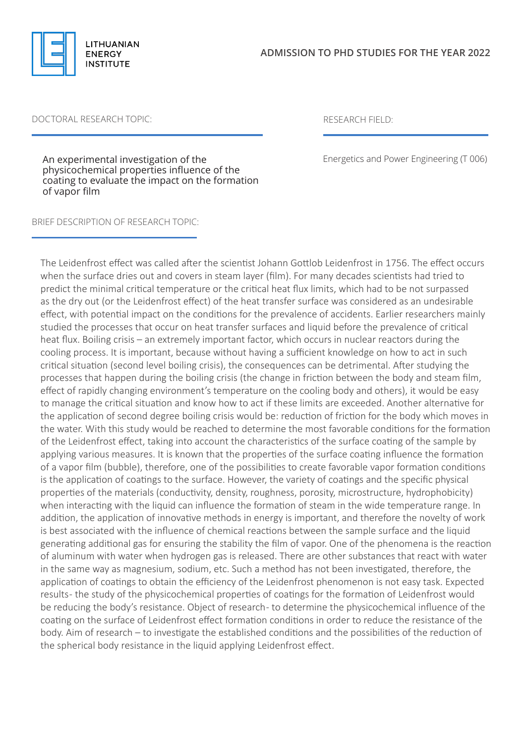LITHUANIAN ENERGY INSTITUTE

## ADMISSION TO PHD STUDIES FOR THE YEAR 2022

DOCTORAL RESEARCH TOPIC:

An experimental investigation of the physicochemical properties influence of the coating to evaluate the impact on the formation of vapor film

RESEARCH FIELD:

Energetics and Power Engineering (T 006)

BRIEF DESCRIPTION OF RESEARCH TOPIC:

The Leidenfrost effect was called after the scientist Johann Gottlob Leidenfrost in 1756. The effect occurs when the surface dries out and covers in steam layer (film). For many decades scientists had tried to predict the minimal critical temperature or the critical heat flux limits, which had to be not surpassed as the dry out (or the Leidenfrost effect) of the heat transfer surface was considered as an undesirable effect, with potential impact on the conditions for the prevalence of accidents. Earlier researchers mainly studied the processes that occur on heat transfer surfaces and liquid before the prevalence of critical heat flux. Boiling crisis – an extremely important factor, which occurs in nuclear reactors during the cooling process. It is important, because without having a sufficient knowledge on how to act in such critical situation (second level boiling crisis), the consequences can be detrimental. After studying the processes that happen during the boiling crisis (the change in friction between the body and steam film, effect of rapidly changing environment's temperature on the cooling body and others), it would be easy to manage the critical situation and know how to act if these limits are exceeded. Another alternative for the application of second degree boiling crisis would be: reduction of friction for the body which moves in the water. With this study would be reached to determine the most favorable conditions for the formation of the Leidenfrost effect, taking into account the characteristics of the surface coating of the sample by applying various measures. It is known that the properties of the surface coating influence the formation of a vapor film (bubble), therefore, one of the possibilities to create favorable vapor formation conditions is the application of coatings to the surface. However, the variety of coatings and the specific physical properties of the materials (conductivity, density, roughness, porosity, microstructure, hydrophobicity) when interacting with the liquid can influence the formation of steam in the wide temperature range. In addition, the application of innovative methods in energy is important, and therefore the novelty of work is best associated with the influence of chemical reactions between the sample surface and the liquid generating additional gas for ensuring the stability the film of vapor. One of the phenomena is the reaction of aluminum with water when hydrogen gas is released. There are other substances that react with water in the same way as magnesium, sodium, etc. Such a method has not been investigated, therefore, the application of coatings to obtain the efficiency of the Leidenfrost phenomenon is not easy task. Expected results- the study of the physicochemical properties of coatings for the formation of Leidenfrost would be reducing the body's resistance. Object of research- to determine the physicochemical influence of the coating on the surface of Leidenfrost effect formation conditions in order to reduce the resistance of the body. Aim of research – to investigate the established conditions and the possibilities of the reduction of the spherical body resistance in the liquid applying Leidenfrost effect.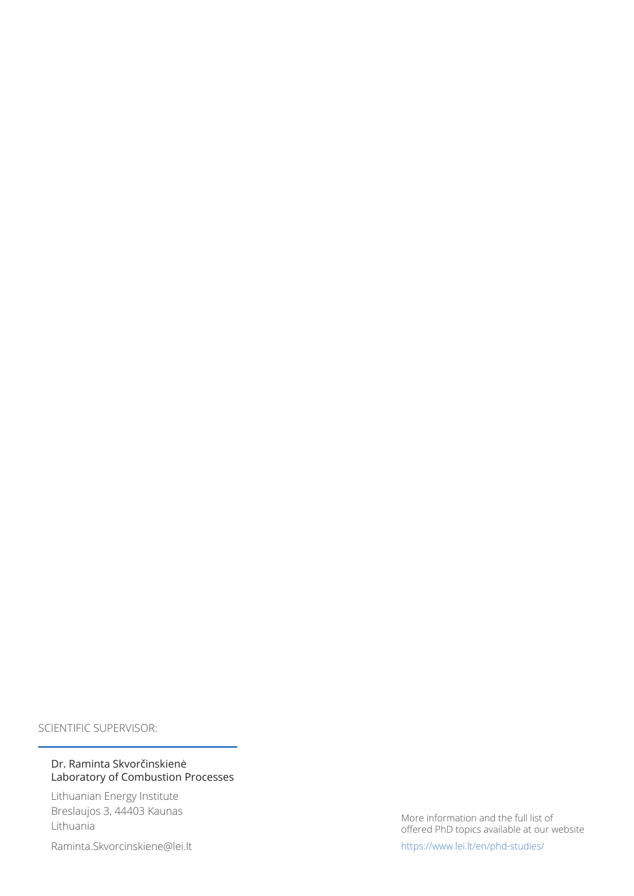SCIENTIFIC SUPERVISOR:

Dr. Raminta Skvorčinskienė
Laboratory of Combustion Processes

Lithuanian Energy Institute
Breslaujos 3, 44403 Kaunas
Lithuania

Raminta.Skvorcinskiene@lei.lt

More information and the full list of offered PhD topics available at our website

https://www.lei.lt/en/phd-studies/